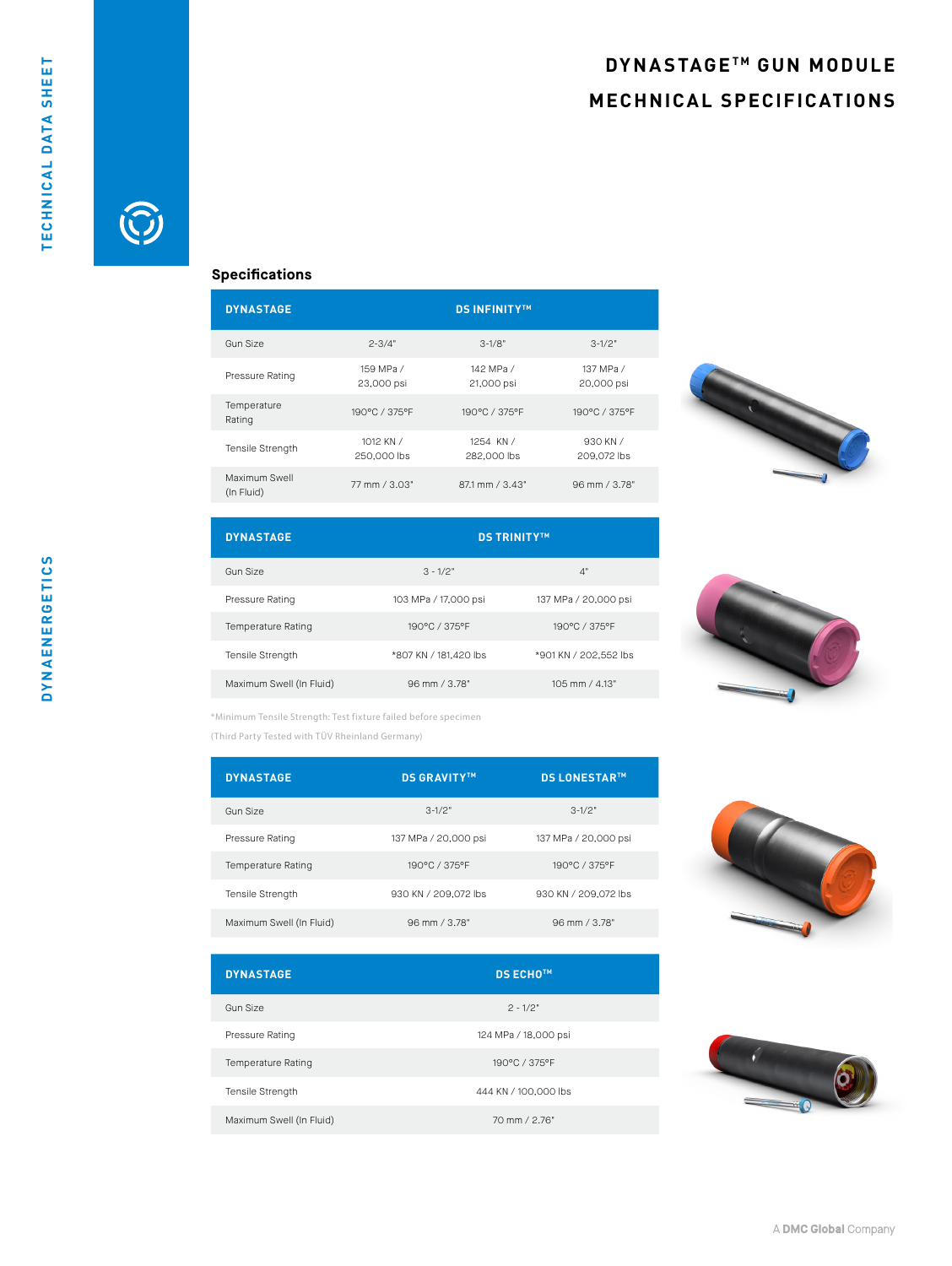# DYNASTAGE™ GUN MODULE MECHNICAL SPECIFICATIONS

## Specifications

| DYNASTAGE | DS INFINITY™ | | |
|---|---|---|---|
| Gun Size | 2-3/4" | 3-1/8" | 3-1/2" |
| Pressure Rating | 159 MPa / 23,000 psi | 142 MPa / 21,000 psi | 137 MPa / 20,000 psi |
| Temperature Rating | 190°C / 375°F | 190°C / 375°F | 190°C / 375°F |
| Tensile Strength | 1012 KN / 250,000 lbs | 1254 KN / 282,000 lbs | 930 KN / 209,072 lbs |
| Maximum Swell (In Fluid) | 77 mm / 3.03" | 87.1 mm / 3.43" | 96 mm / 3.78" |

| DYNASTAGE | DS TRINITY™ | |
|---|---|---|
| Gun Size | 3 - 1/2" | 4" |
| Pressure Rating | 103 MPa / 17,000 psi | 137 MPa / 20,000 psi |
| Temperature Rating | 190°C / 375°F | 190°C / 375°F |
| Tensile Strength | *807 KN / 181,420 lbs | *901 KN / 202,552 lbs |
| Maximum Swell (In Fluid) | 96 mm / 3.78" | 105 mm / 4.13" |

*Minimum Tensile Strength: Test fixture failed before specimen

(Third Party Tested with TÜV Rheinland Germany)

| DYNASTAGE | DS GRAVITY™ | DS LONESTAR™ |
|---|---|---|
| Gun Size | 3-1/2" | 3-1/2" |
| Pressure Rating | 137 MPa / 20,000 psi | 137 MPa / 20,000 psi |
| Temperature Rating | 190°C / 375°F | 190°C / 375°F |
| Tensile Strength | 930 KN / 209,072 lbs | 930 KN / 209,072 lbs |
| Maximum Swell (In Fluid) | 96 mm / 3.78" | 96 mm / 3.78" |

| DYNASTAGE | DS ECHO™ |
|---|---|
| Gun Size | 2 - 1/2" |
| Pressure Rating | 124 MPa / 18,000 psi |
| Temperature Rating | 190°C / 375°F |
| Tensile Strength | 444 KN / 100,000 lbs |
| Maximum Swell (In Fluid) | 70 mm / 2.76" |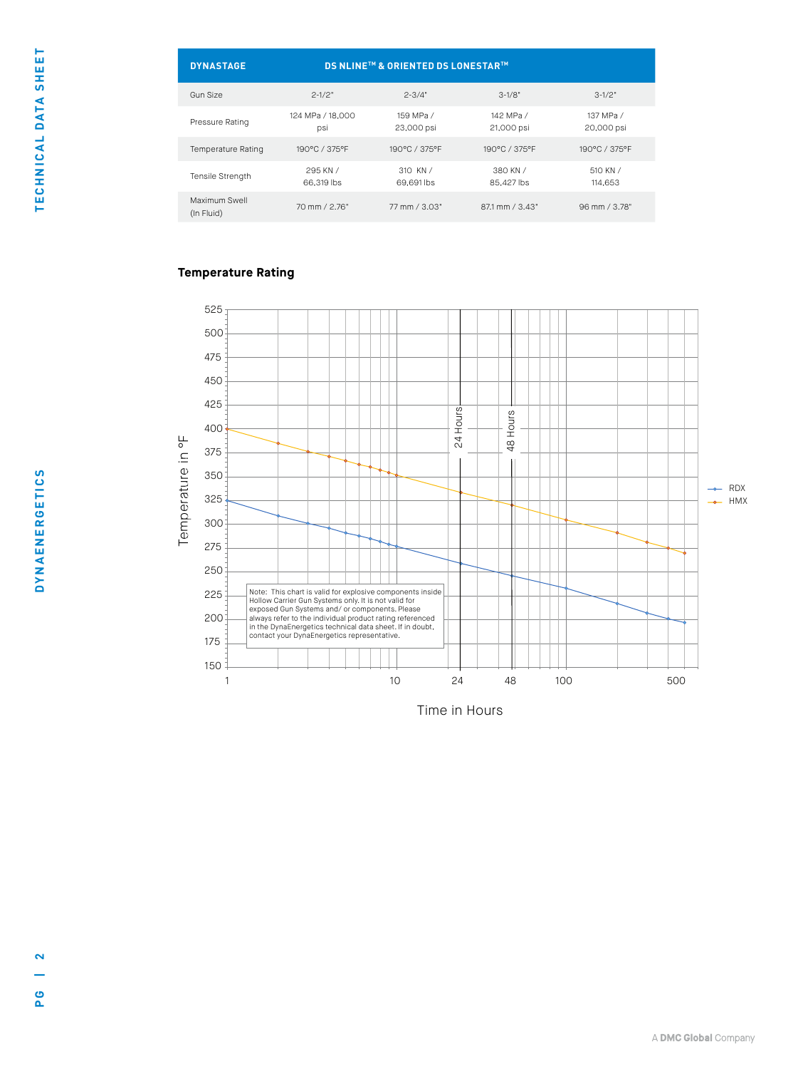| DYNASTAGE | DS NLINE™ & ORIENTED DS LONESTAR™ | | | |
|---|---|---|---|---|
| Gun Size | 2-1/2" | 2-3/4" | 3-1/8" | 3-1/2" |
| Pressure Rating | 124 MPa / 18,000 psi | 159 MPa / 23,000 psi | 142 MPa / 21,000 psi | 137 MPa / 20,000 psi |
| Temperature Rating | 190°C / 375°F | 190°C / 375°F | 190°C / 375°F | 190°C / 375°F |
| Tensile Strength | 295 KN / 66,319 lbs | 310 KN / 69,691 lbs | 380 KN / 85,427 lbs | 510 KN / 114,653 |
| Maximum Swell (In Fluid) | 70 mm / 2.76" | 77 mm / 3.03" | 87.1 mm / 3.43" | 96 mm / 3.78" |

## Temperature Rating

Temperature in °F

525
500
475
450
425
400
375
350
325
300
275
250
225
200
175
150

Time in Hours

1
10
24
48
100
500

24 Hours
48 Hours

RDX
HMX

Note: This chart is valid for explosive components inside Hollow Carrier Gun Systems only. It is not valid for exposed Gun Systems and/ or components. Please always refer to the individual product rating referenced in the DynaEnergetics technical data sheet. If in doubt, contact your DynaEnergetics representative.

A DMC Global Company